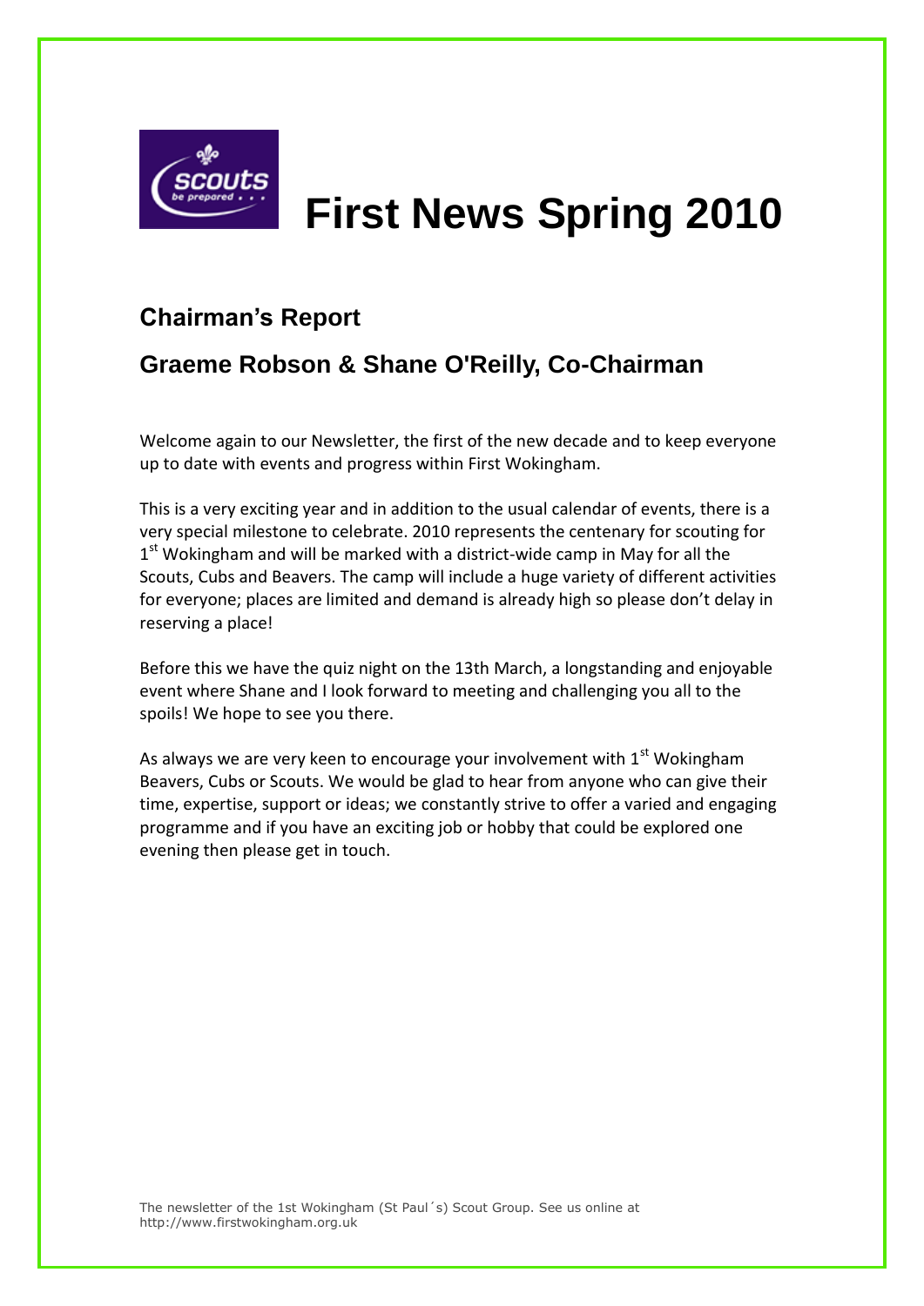# First News Spring 2010

## Chairman's Report

## Graeme Robson & Shane O'Reilly, Co-Chairman

Welcome again to our Newsletter, the first of the new decade and to keep everyone up to date with events and progress within First Wokingham.

This is a very exciting year and in addition to the usual calendar of events, there is a very special milestone to celebrate. 2010 represents the centenary for scouting for 1st Wokingham and will be marked with a district-wide camp in May for all the Scouts, Cubs and Beavers. The camp will include a huge variety of different activities for everyone; places are limited and demand is already high so please don't delay in reserving a place!

Before this we have the quiz night on the 13th March, a longstanding and enjoyable event where Shane and I look forward to meeting and challenging you all to the spoils! We hope to see you there.

As always we are very keen to encourage your involvement with 1st Wokingham Beavers, Cubs or Scouts. We would be glad to hear from anyone who can give their time, expertise, support or ideas; we constantly strive to offer a varied and engaging programme and if you have an exciting job or hobby that could be explored one evening then please get in touch.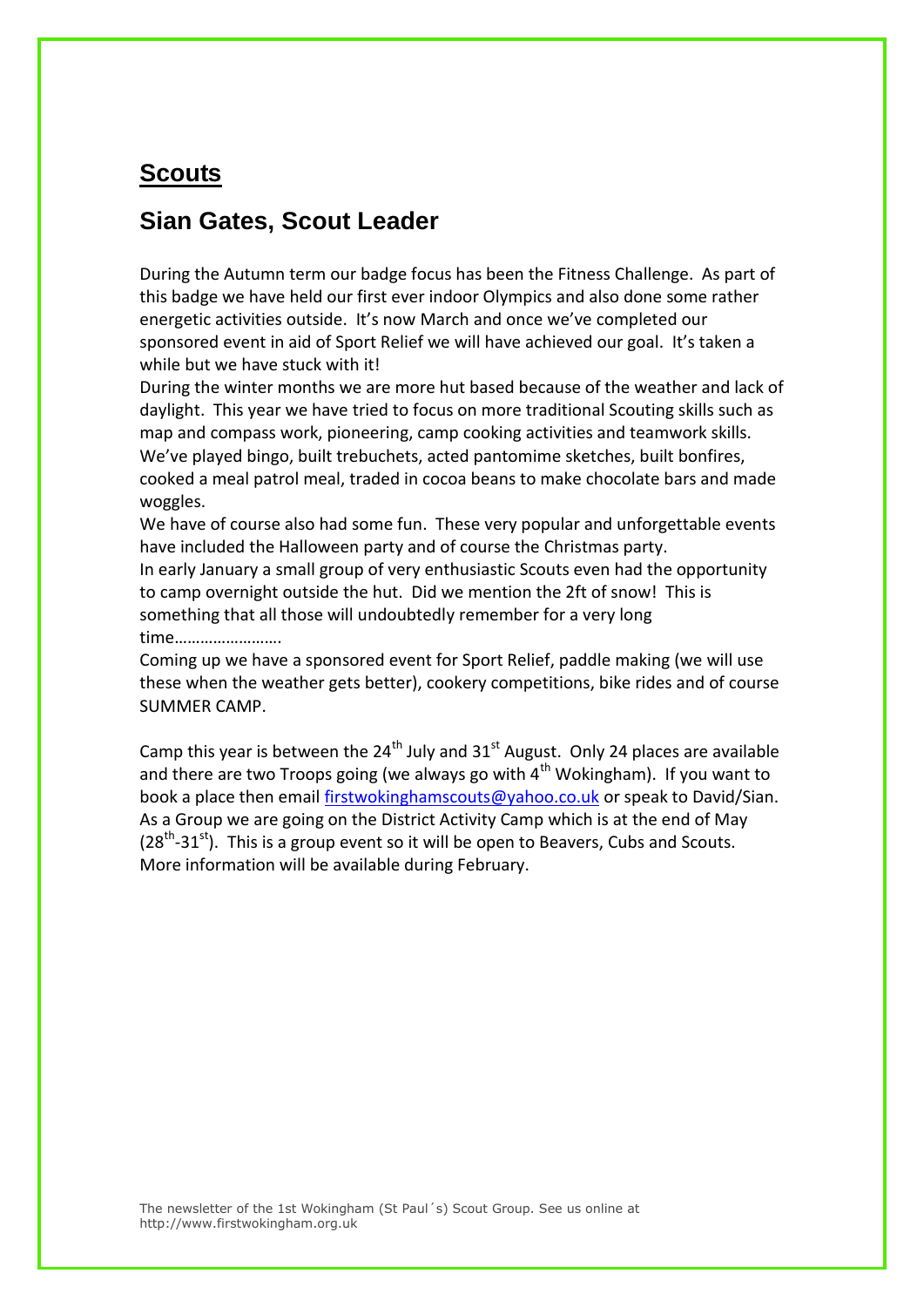## Scouts

## Sian Gates, Scout Leader

During the Autumn term our badge focus has been the Fitness Challenge. As part of this badge we have held our first ever indoor Olympics and also done some rather energetic activities outside. It's now March and once we've completed our sponsored event in aid of Sport Relief we will have achieved our goal. It's taken a while but we have stuck with it!

During the winter months we are more hut based because of the weather and lack of daylight. This year we have tried to focus on more traditional Scouting skills such as map and compass work, pioneering, camp cooking activities and teamwork skills. We've played bingo, built trebuchets, acted pantomime sketches, built bonfires, cooked a meal patrol meal, traded in cocoa beans to make chocolate bars and made woggles.

We have of course also had some fun. These very popular and unforgettable events have included the Halloween party and of course the Christmas party.

In early January a small group of very enthusiastic Scouts even had the opportunity to camp overnight outside the hut. Did we mention the 2ft of snow! This is something that all those will undoubtedly remember for a very long time…………………….

Coming up we have a sponsored event for Sport Relief, paddle making (we will use these when the weather gets better), cookery competitions, bike rides and of course SUMMER CAMP.

Camp this year is between the 24th July and 31st August. Only 24 places are available and there are two Troops going (we always go with 4th Wokingham). If you want to book a place then email firstwokinghamscouts@yahoo.co.uk or speak to David/Sian. As a Group we are going on the District Activity Camp which is at the end of May (28th-31st). This is a group event so it will be open to Beavers, Cubs and Scouts. More information will be available during February.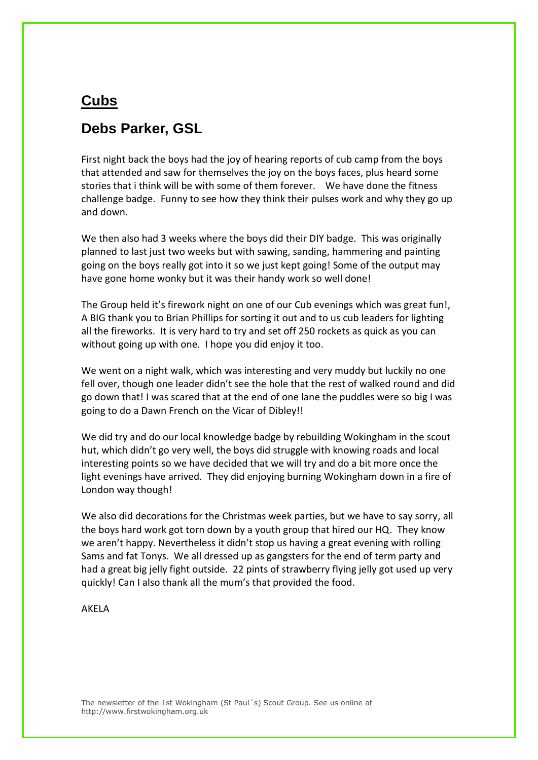## **Cubs**

## Debs Parker, GSL

First night back the boys had the joy of hearing reports of cub camp from the boys that attended and saw for themselves the joy on the boys faces, plus heard some stories that i think will be with some of them forever.   We have done the fitness challenge badge.  Funny to see how they think their pulses work and why they go up and down.

We then also had 3 weeks where the boys did their DIY badge.  This was originally planned to last just two weeks but with sawing, sanding, hammering and painting going on the boys really got into it so we just kept going! Some of the output may have gone home wonky but it was their handy work so well done!

The Group held it's firework night on one of our Cub evenings which was great fun!, A BIG thank you to Brian Phillips for sorting it out and to us cub leaders for lighting all the fireworks.  It is very hard to try and set off 250 rockets as quick as you can without going up with one.  I hope you did enjoy it too.

We went on a night walk, which was interesting and very muddy but luckily no one fell over, though one leader didn't see the hole that the rest of walked round and did go down that! I was scared that at the end of one lane the puddles were so big I was going to do a Dawn French on the Vicar of Dibley!!

We did try and do our local knowledge badge by rebuilding Wokingham in the scout hut, which didn't go very well, the boys did struggle with knowing roads and local interesting points so we have decided that we will try and do a bit more once the light evenings have arrived.  They did enjoying burning Wokingham down in a fire of London way though!

We also did decorations for the Christmas week parties, but we have to say sorry, all the boys hard work got torn down by a youth group that hired our HQ.  They know we aren't happy. Nevertheless it didn't stop us having a great evening with rolling Sams and fat Tonys.  We all dressed up as gangsters for the end of term party and had a great big jelly fight outside.  22 pints of strawberry flying jelly got used up very quickly! Can I also thank all the mum's that provided the food.

AKELA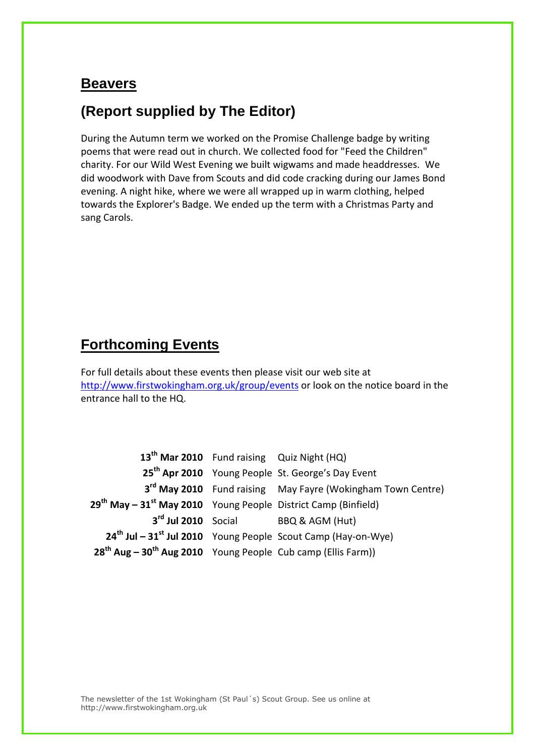## Beavers

## (Report supplied by The Editor)

During the Autumn term we worked on the Promise Challenge badge by writing poems that were read out in church. We collected food for "Feed the Children" charity. For our Wild West Evening we built wigwams and made headdresses. We did woodwork with Dave from Scouts and did code cracking during our James Bond evening. A night hike, where we were all wrapped up in warm clothing, helped towards the Explorer's Badge. We ended up the term with a Christmas Party and sang Carols.

## Forthcoming Events

For full details about these events then please visit our web site at [http://www.firstwokingham.org.uk/group/events](http://www.firstwokingham.org.uk/group/events) or look on the notice board in the entrance hall to the HQ.

| Date | Type | Event |
|---|---|---|
| **13th Mar 2010** | Fund raising | Quiz Night (HQ) |
| **25th Apr 2010** | Young People | St. George's Day Event |
| **3rd May 2010** | Fund raising | May Fayre (Wokingham Town Centre) |
| **29th May – 31st May 2010** | Young People | District Camp (Binfield) |
| **3rd Jul 2010** | Social | BBQ & AGM (Hut) |
| **24th Jul – 31st Jul 2010** | Young People | Scout Camp (Hay-on-Wye) |
| **28th Aug – 30th Aug 2010** | Young People | Cub camp (Ellis Farm)) |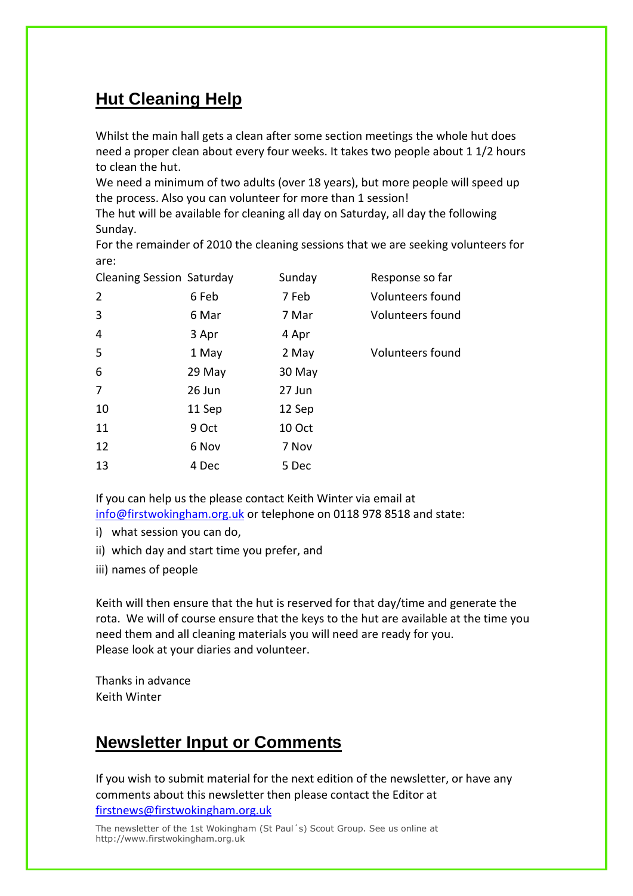## Hut Cleaning Help

Whilst the main hall gets a clean after some section meetings the whole hut does need a proper clean about every four weeks. It takes two people about 1 1/2 hours to clean the hut.

We need a minimum of two adults (over 18 years), but more people will speed up the process. Also you can volunteer for more than 1 session!

The hut will be available for cleaning all day on Saturday, all day the following Sunday.

For the remainder of 2010 the cleaning sessions that we are seeking volunteers for are:

| Cleaning Session | Saturday | Sunday | Response so far |
|---|---|---|---|
| 2 | 6 Feb | 7 Feb | Volunteers found |
| 3 | 6 Mar | 7 Mar | Volunteers found |
| 4 | 3 Apr | 4 Apr | |
| 5 | 1 May | 2 May | Volunteers found |
| 6 | 29 May | 30 May | |
| 7 | 26 Jun | 27 Jun | |
| 10 | 11 Sep | 12 Sep | |
| 11 | 9 Oct | 10 Oct | |
| 12 | 6 Nov | 7 Nov | |
| 13 | 4 Dec | 5 Dec | |

If you can help us the please contact Keith Winter via email at info@firstwokingham.org.uk or telephone on 0118 978 8518 and state:

i) what session you can do,

ii) which day and start time you prefer, and

iii) names of people

Keith will then ensure that the hut is reserved for that day/time and generate the rota. We will of course ensure that the keys to the hut are available at the time you need them and all cleaning materials you will need are ready for you.

Please look at your diaries and volunteer.

Thanks in advance

Keith Winter

## Newsletter Input or Comments

If you wish to submit material for the next edition of the newsletter, or have any comments about this newsletter then please contact the Editor at firstnews@firstwokingham.org.uk